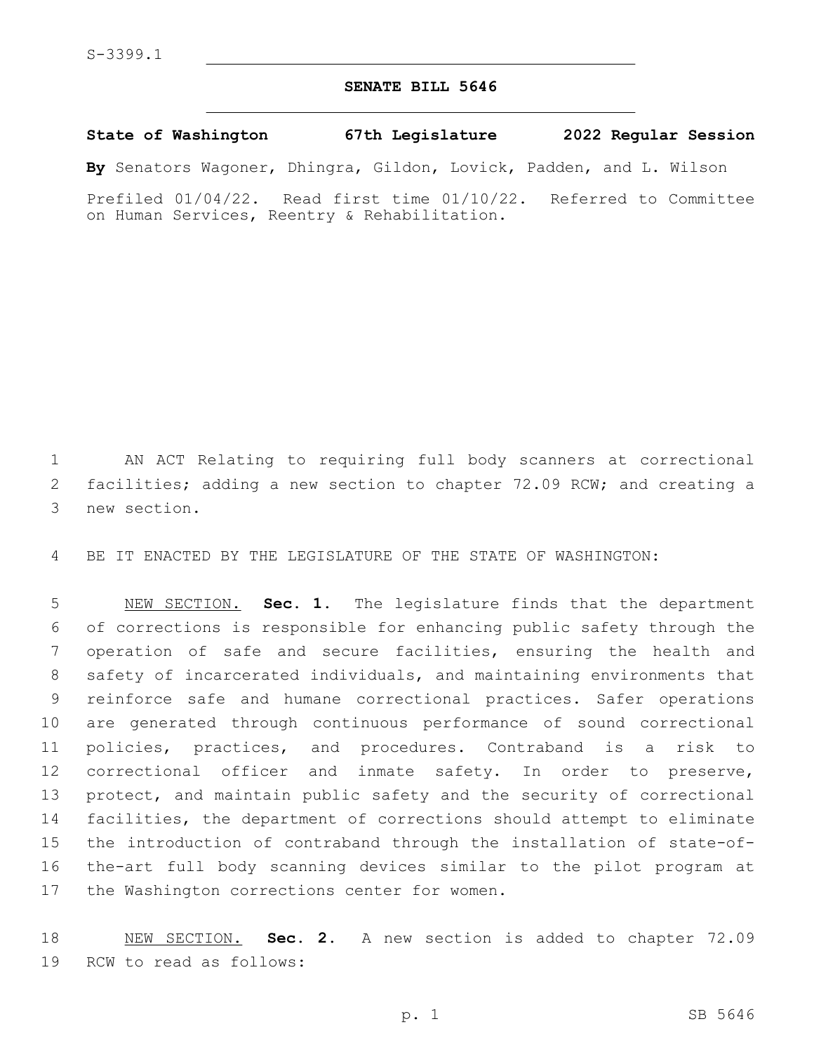S-3399.1

# SENATE BILL 5646

**State of Washington 67th Legislature 2022 Regular Session**

**By** Senators Wagoner, Dhingra, Gildon, Lovick, Padden, and L. Wilson

Prefiled 01/04/22. Read first time 01/10/22. Referred to Committee on Human Services, Reentry & Rehabilitation.

AN ACT Relating to requiring full body scanners at correctional facilities; adding a new section to chapter 72.09 RCW; and creating a new section.

BE IT ENACTED BY THE LEGISLATURE OF THE STATE OF WASHINGTON:

NEW SECTION. **Sec. 1.** The legislature finds that the department of corrections is responsible for enhancing public safety through the operation of safe and secure facilities, ensuring the health and safety of incarcerated individuals, and maintaining environments that reinforce safe and humane correctional practices. Safer operations are generated through continuous performance of sound correctional policies, practices, and procedures. Contraband is a risk to correctional officer and inmate safety. In order to preserve, protect, and maintain public safety and the security of correctional facilities, the department of corrections should attempt to eliminate the introduction of contraband through the installation of state-of-the-art full body scanning devices similar to the pilot program at the Washington corrections center for women.

NEW SECTION. **Sec. 2.** A new section is added to chapter 72.09 RCW to read as follows: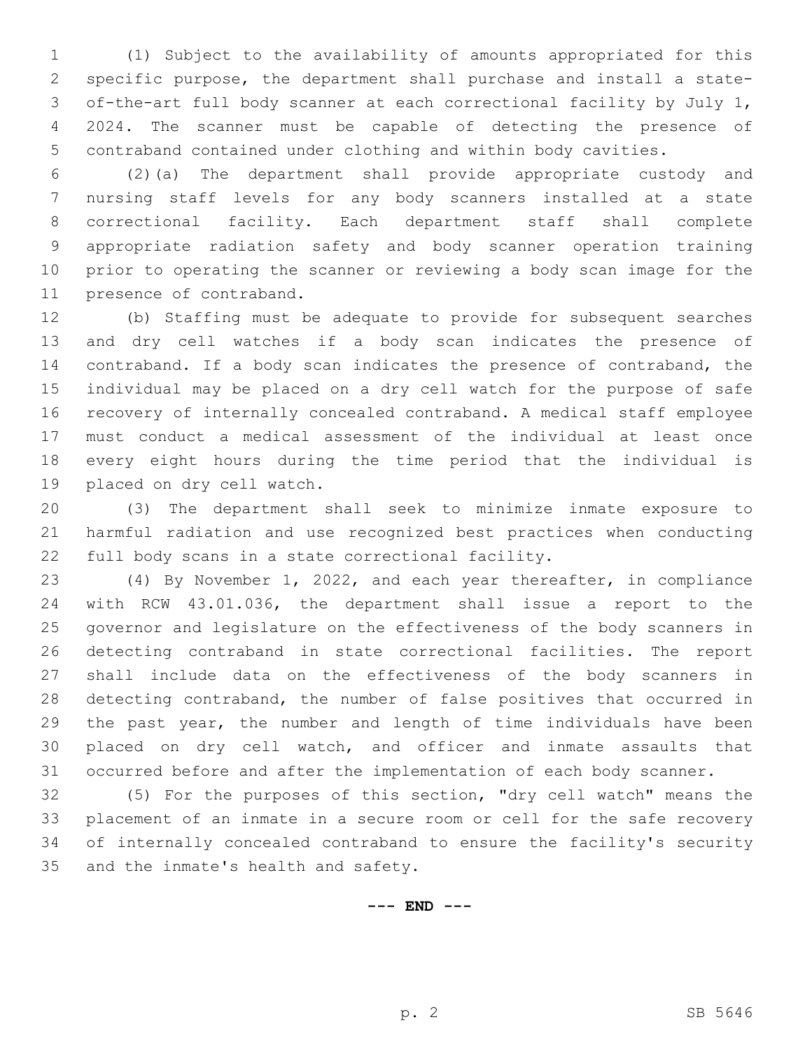(1) Subject to the availability of amounts appropriated for this specific purpose, the department shall purchase and install a state-of-the-art full body scanner at each correctional facility by July 1, 2024. The scanner must be capable of detecting the presence of contraband contained under clothing and within body cavities.

(2)(a) The department shall provide appropriate custody and nursing staff levels for any body scanners installed at a state correctional facility. Each department staff shall complete appropriate radiation safety and body scanner operation training prior to operating the scanner or reviewing a body scan image for the presence of contraband.

(b) Staffing must be adequate to provide for subsequent searches and dry cell watches if a body scan indicates the presence of contraband. If a body scan indicates the presence of contraband, the individual may be placed on a dry cell watch for the purpose of safe recovery of internally concealed contraband. A medical staff employee must conduct a medical assessment of the individual at least once every eight hours during the time period that the individual is placed on dry cell watch.

(3) The department shall seek to minimize inmate exposure to harmful radiation and use recognized best practices when conducting full body scans in a state correctional facility.

(4) By November 1, 2022, and each year thereafter, in compliance with RCW 43.01.036, the department shall issue a report to the governor and legislature on the effectiveness of the body scanners in detecting contraband in state correctional facilities. The report shall include data on the effectiveness of the body scanners in detecting contraband, the number of false positives that occurred in the past year, the number and length of time individuals have been placed on dry cell watch, and officer and inmate assaults that occurred before and after the implementation of each body scanner.

(5) For the purposes of this section, "dry cell watch" means the placement of an inmate in a secure room or cell for the safe recovery of internally concealed contraband to ensure the facility's security and the inmate's health and safety.

**--- END ---**